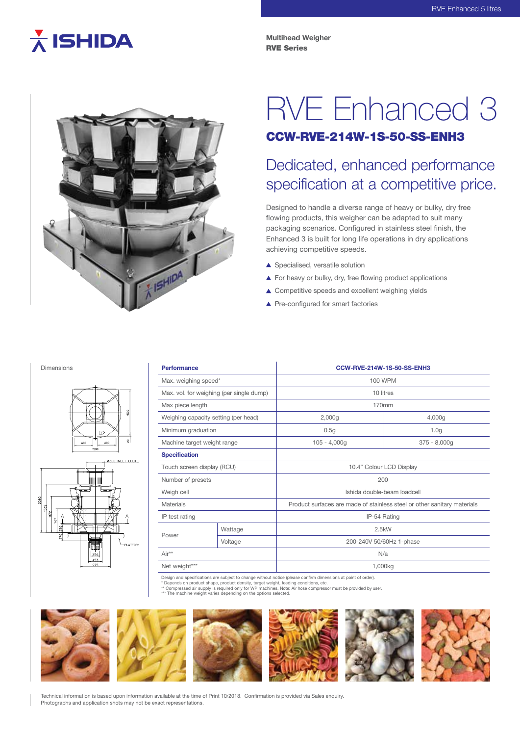ISHIDA

**Multihead Weigher**
**RVE Series**

# RVE Enhanced 3

## CCW-RVE-214W-1S-50-SS-ENH3

## Dedicated, enhanced performance specification at a competitive price.

Designed to handle a diverse range of heavy or bulky, dry free flowing products, this weigher can be adapted to suit many packaging scenarios. Configured in stainless steel finish, the Enhanced 3 is built for long life operations in dry applications achieving competitive speeds.

- ▲ Specialised, versatile solution
- ▲ For heavy or bulky, dry, free flowing product applications
- ▲ Competitive speeds and excellent weighing yields
- ▲ Pre-configured for smart factories

Dimensions

| **Performance** | | **CCW-RVE-214W-1S-50-SS-ENH3** | |
|---|---|---|---|
| Max. weighing speed* | | 100 WPM | |
| Max. vol. for weighing (per single dump) | | 10 litres | |
| Max piece length | | 170mm | |
| Weighing capacity setting (per head) | | 2,000g | 4,000g |
| Minimum graduation | | 0.5g | 1.0g |
| Machine target weight range | | 105 - 4,000g | 375 - 8,000g |
| **Specification** | | | |
| Touch screen display (RCU) | | 10.4" Colour LCD Display | |
| Number of presets | | 200 | |
| Weigh cell | | Ishida double-beam loadcell | |
| Materials | | Product surfaces are made of stainless steel or other sanitary materials | |
| IP test rating | | IP-54 Rating | |
| Power | Wattage | 2.5kW | |
| | Voltage | 200-240V 50/60Hz 1-phase | |
| Air** | | N/a | |
| Net weight*** | | 1,000kg | |

Design and specifications are subject to change without notice (please confirm dimensions at point of order).
* Depends on product shape, product density, target weight, feeding conditions, etc.
** Compressed air supply is required only for WP machines. Note: Air hose compressor must be provided by user.
*** The machine weight varies depending on the options selected.

Technical information is based upon information available at the time of Print 10/2018. Confirmation is provided via Sales enquiry.
Photographs and application shots may not be exact representations.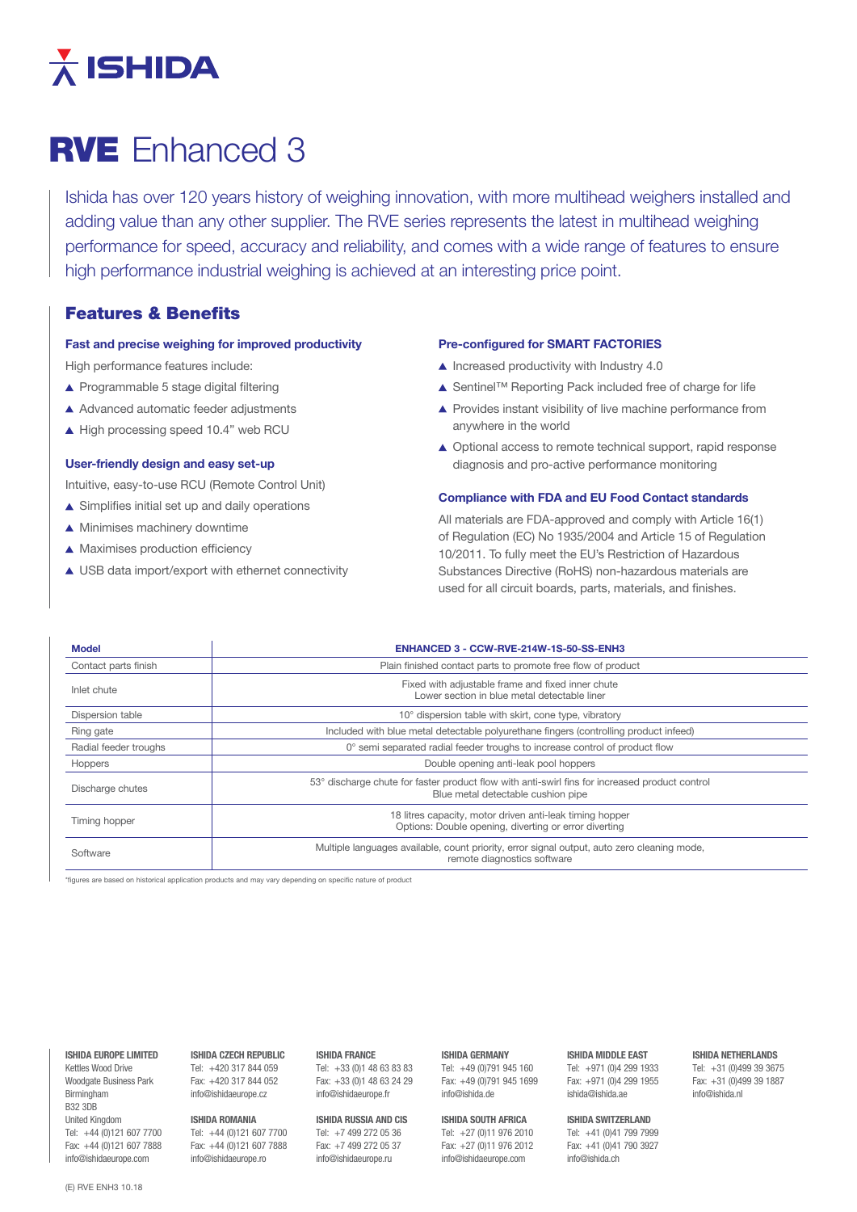# RVE Enhanced 3

Ishida has over 120 years history of weighing innovation, with more multihead weighers installed and adding value than any other supplier. The RVE series represents the latest in multihead weighing performance for speed, accuracy and reliability, and comes with a wide range of features to ensure high performance industrial weighing is achieved at an interesting price point.

## Features & Benefits

### Fast and precise weighing for improved productivity

High performance features include:

- Programmable 5 stage digital filtering
- Advanced automatic feeder adjustments
- High processing speed 10.4" web RCU

### User-friendly design and easy set-up

Intuitive, easy-to-use RCU (Remote Control Unit)

- Simplifies initial set up and daily operations
- Minimises machinery downtime
- Maximises production efficiency
- USB data import/export with ethernet connectivity

### Pre-configured for SMART FACTORIES

- Increased productivity with Industry 4.0
- Sentinel™ Reporting Pack included free of charge for life
- Provides instant visibility of live machine performance from anywhere in the world
- Optional access to remote technical support, rapid response diagnosis and pro-active performance monitoring

### Compliance with FDA and EU Food Contact standards

All materials are FDA-approved and comply with Article 16(1) of Regulation (EC) No 1935/2004 and Article 15 of Regulation 10/2011. To fully meet the EU's Restriction of Hazardous Substances Directive (RoHS) non-hazardous materials are used for all circuit boards, parts, materials, and finishes.

| Model | ENHANCED 3 - CCW-RVE-214W-1S-50-SS-ENH3 |
|---|---|
| Contact parts finish | Plain finished contact parts to promote free flow of product |
| Inlet chute | Fixed with adjustable frame and fixed inner chute<br>Lower section in blue metal detectable liner |
| Dispersion table | 10° dispersion table with skirt, cone type, vibratory |
| Ring gate | Included with blue metal detectable polyurethane fingers (controlling product infeed) |
| Radial feeder troughs | 0° semi separated radial feeder troughs to increase control of product flow |
| Hoppers | Double opening anti-leak pool hoppers |
| Discharge chutes | 53° discharge chute for faster product flow with anti-swirl fins for increased product control<br>Blue metal detectable cushion pipe |
| Timing hopper | 18 litres capacity, motor driven anti-leak timing hopper<br>Options: Double opening, diverting or error diverting |
| Software | Multiple languages available, count priority, error signal output, auto zero cleaning mode, remote diagnostics software |

*figures are based on historical application products and may vary depending on specific nature of product

**ISHIDA EUROPE LIMITED**
Kettles Wood Drive
Woodgate Business Park
Birmingham
B32 3DB
United Kingdom
Tel: +44 (0)121 607 7700
Fax: +44 (0)121 607 7888
info@ishidaeurope.com

**ISHIDA CZECH REPUBLIC**
Tel: +420 317 844 059
Fax: +420 317 844 052
info@ishidaeurope.cz

**ISHIDA ROMANIA**
Tel: +44 (0)121 607 7700
Fax: +44 (0)121 607 7888
info@ishidaeurope.ro

**ISHIDA FRANCE**
Tel: +33 (0)1 48 63 83 83
Fax: +33 (0)1 48 63 24 29
info@ishidaeurope.fr

**ISHIDA RUSSIA AND CIS**
Tel: +7 499 272 05 36
Fax: +7 499 272 05 37
info@ishidaeurope.ru

**ISHIDA GERMANY**
Tel: +49 (0)791 945 160
Fax: +49 (0)791 945 1699
info@ishida.de

**ISHIDA SOUTH AFRICA**
Tel: +27 (0)11 976 2010
Fax: +27 (0)11 976 2012
info@ishidaeurope.com

**ISHIDA MIDDLE EAST**
Tel: +971 (0)4 299 1933
Fax: +971 (0)4 299 1955
ishida@ishida.ae

**ISHIDA SWITZERLAND**
Tel: +41 (0)41 799 7999
Fax: +41 (0)41 790 3927
info@ishida.ch

**ISHIDA NETHERLANDS**
Tel: +31 (0)499 39 3675
Fax: +31 (0)499 39 1887
info@ishida.nl

(E) RVE ENH3 10.18